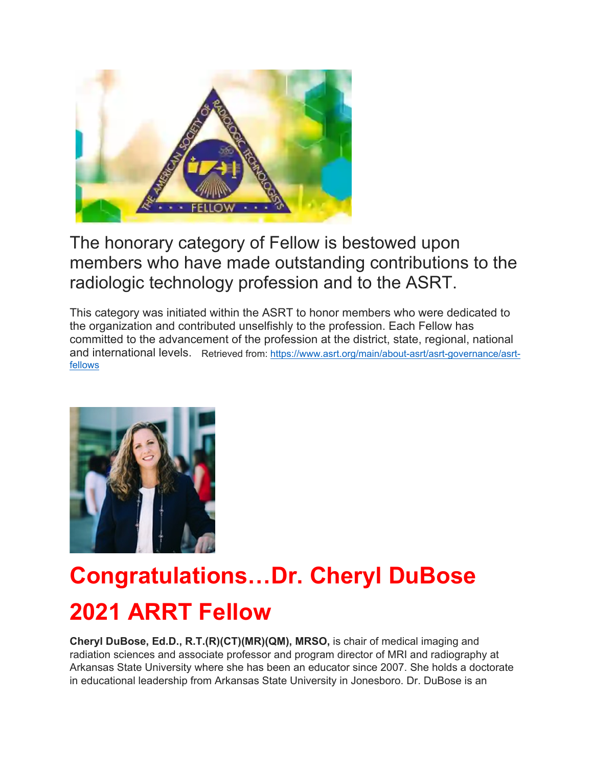The honorary category of Fellow is bestowed upon members who have made outstanding contributions to the radiologic technology profession and to the ASRT.

This category was initiated within the ASRT to honor members who were dedicated to the organization and contributed unselfishly to the profession. Each Fellow has committed to the advancement of the profession at the district, state, regional, national and international levels. Retrieved from: [https://www.asrt.org/main/about-asrt/asrt-governance/asrt-fellows](https://www.asrt.org/main/about-asrt/asrt-governance/asrt-fellows)

# Congratulations…Dr. Cheryl DuBose

# 2021 ARRT Fellow

**Cheryl DuBose, Ed.D., R.T.(R)(CT)(MR)(QM), MRSO,** is chair of medical imaging and radiation sciences and associate professor and program director of MRI and radiography at Arkansas State University where she has been an educator since 2007. She holds a doctorate in educational leadership from Arkansas State University in Jonesboro. Dr. DuBose is an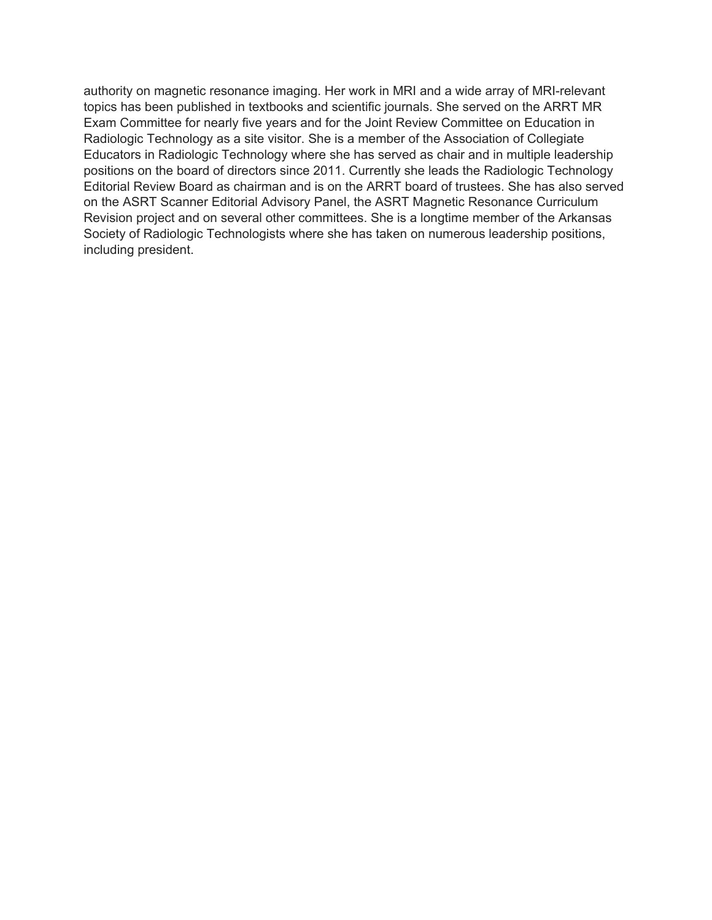authority on magnetic resonance imaging. Her work in MRI and a wide array of MRI-relevant topics has been published in textbooks and scientific journals. She served on the ARRT MR Exam Committee for nearly five years and for the Joint Review Committee on Education in Radiologic Technology as a site visitor. She is a member of the Association of Collegiate Educators in Radiologic Technology where she has served as chair and in multiple leadership positions on the board of directors since 2011. Currently she leads the Radiologic Technology Editorial Review Board as chairman and is on the ARRT board of trustees. She has also served on the ASRT Scanner Editorial Advisory Panel, the ASRT Magnetic Resonance Curriculum Revision project and on several other committees. She is a longtime member of the Arkansas Society of Radiologic Technologists where she has taken on numerous leadership positions, including president.